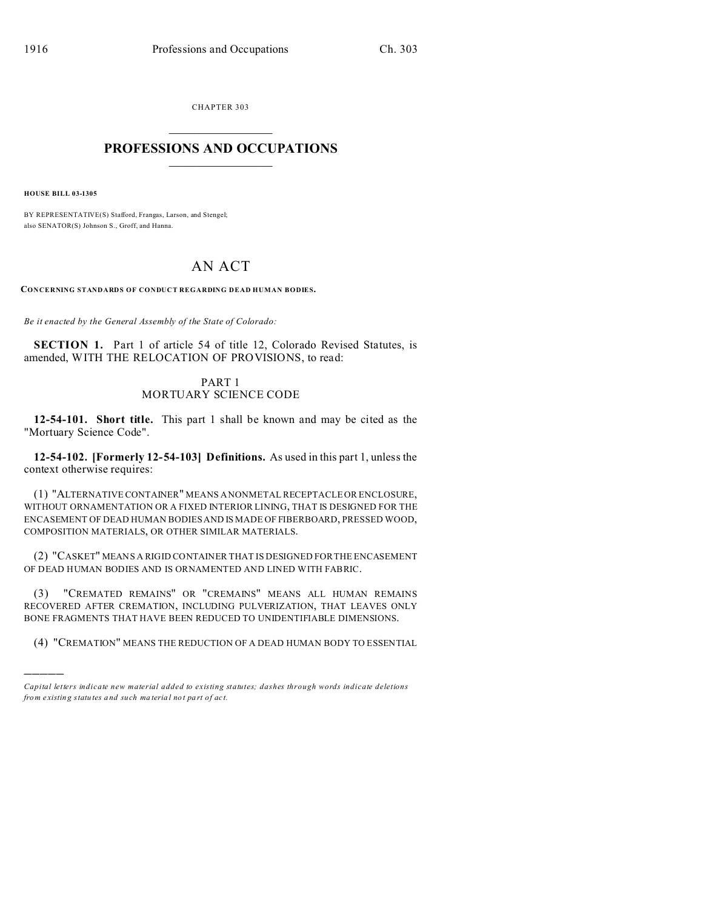CHAPTER 303

# PROFESSIONS AND OCCUPATIONS

**HOUSE BILL 03-1305**

BY REPRESENTATIVE(S) Stafford, Frangas, Larson, and Stengel;
also SENATOR(S) Johnson S., Groff, and Hanna.

## AN ACT

**CONCERNING STANDARDS OF CONDUCT REGARDING DEAD HUMAN BODIES.**

*Be it enacted by the General Assembly of the State of Colorado:*

**SECTION 1.** Part 1 of article 54 of title 12, Colorado Revised Statutes, is amended, WITH THE RELOCATION OF PROVISIONS, to read:

PART 1
MORTUARY SCIENCE CODE

**12-54-101. Short title.** This part 1 shall be known and may be cited as the "Mortuary Science Code".

**12-54-102. [Formerly 12-54-103] Definitions.** As used in this part 1, unless the context otherwise requires:

(1) "ALTERNATIVE CONTAINER" MEANS A NONMETAL RECEPTACLE OR ENCLOSURE, WITHOUT ORNAMENTATION OR A FIXED INTERIOR LINING, THAT IS DESIGNED FOR THE ENCASEMENT OF DEAD HUMAN BODIES AND IS MADE OF FIBERBOARD, PRESSED WOOD, COMPOSITION MATERIALS, OR OTHER SIMILAR MATERIALS.

(2) "CASKET" MEANS A RIGID CONTAINER THAT IS DESIGNED FOR THE ENCASEMENT OF DEAD HUMAN BODIES AND IS ORNAMENTED AND LINED WITH FABRIC.

(3) "CREMATED REMAINS" OR "CREMAINS" MEANS ALL HUMAN REMAINS RECOVERED AFTER CREMATION, INCLUDING PULVERIZATION, THAT LEAVES ONLY BONE FRAGMENTS THAT HAVE BEEN REDUCED TO UNIDENTIFIABLE DIMENSIONS.

(4) "CREMATION" MEANS THE REDUCTION OF A DEAD HUMAN BODY TO ESSENTIAL

---

*Capital letters indicate new material added to existing statutes; dashes through words indicate deletions from existing statutes and such material not part of act.*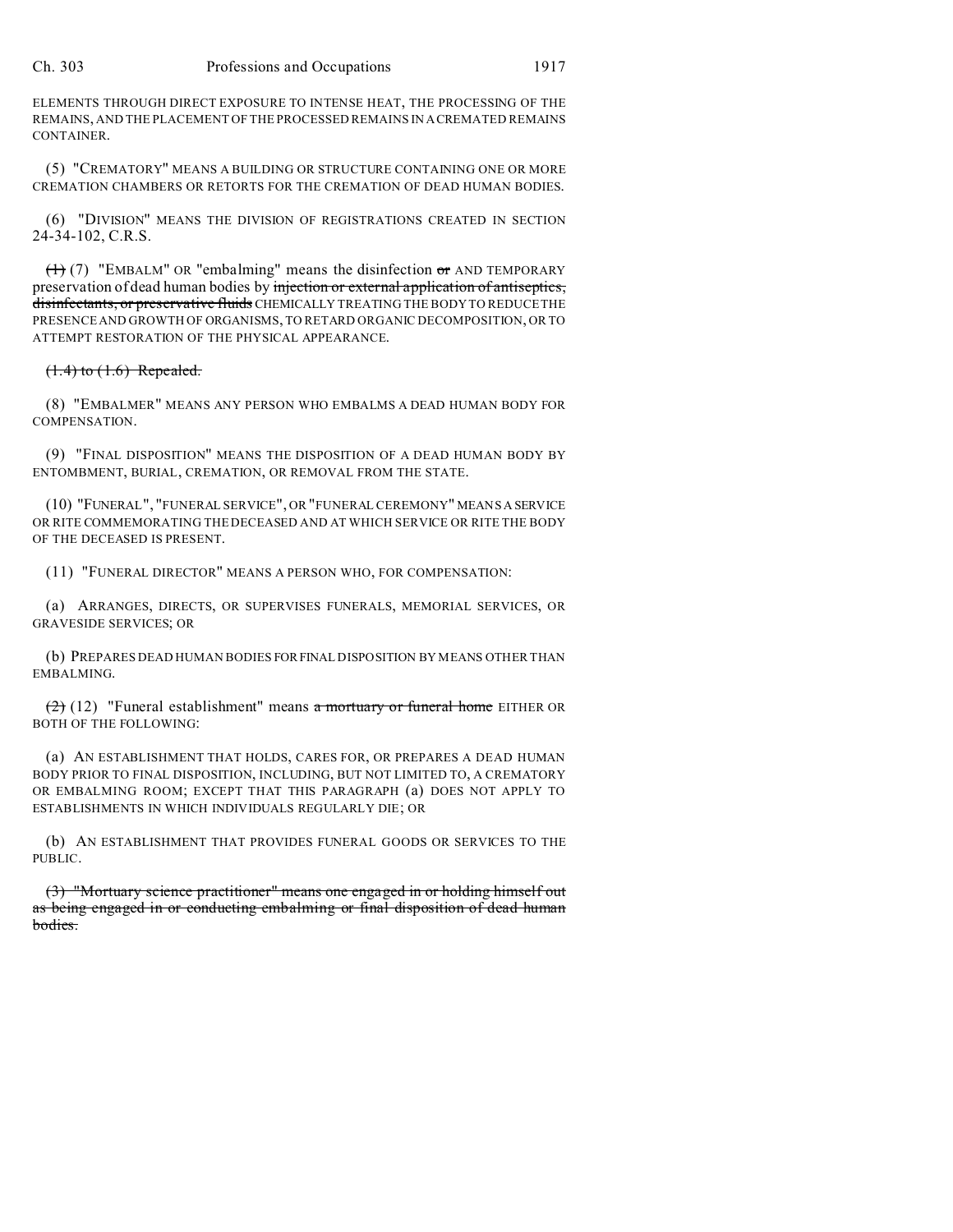ELEMENTS THROUGH DIRECT EXPOSURE TO INTENSE HEAT, THE PROCESSING OF THE REMAINS, AND THE PLACEMENT OF THE PROCESSED REMAINS IN A CREMATED REMAINS CONTAINER.

(5) "CREMATORY" MEANS A BUILDING OR STRUCTURE CONTAINING ONE OR MORE CREMATION CHAMBERS OR RETORTS FOR THE CREMATION OF DEAD HUMAN BODIES.

(6) "DIVISION" MEANS THE DIVISION OF REGISTRATIONS CREATED IN SECTION 24-34-102, C.R.S.

~~(1)~~ (7) "EMBALM" OR "embalming" means the disinfection ~~or~~ AND TEMPORARY preservation of dead human bodies by ~~injection or external application of antiseptics, disinfectants, or preservative fluids~~ CHEMICALLY TREATING THE BODY TO REDUCE THE PRESENCE AND GROWTH OF ORGANISMS, TO RETARD ORGANIC DECOMPOSITION, OR TO ATTEMPT RESTORATION OF THE PHYSICAL APPEARANCE.

~~(1.4) to (1.6) Repealed.~~

(8) "EMBALMER" MEANS ANY PERSON WHO EMBALMS A DEAD HUMAN BODY FOR COMPENSATION.

(9) "FINAL DISPOSITION" MEANS THE DISPOSITION OF A DEAD HUMAN BODY BY ENTOMBMENT, BURIAL, CREMATION, OR REMOVAL FROM THE STATE.

(10) "FUNERAL", "FUNERAL SERVICE", OR "FUNERAL CEREMONY" MEANS A SERVICE OR RITE COMMEMORATING THE DECEASED AND AT WHICH SERVICE OR RITE THE BODY OF THE DECEASED IS PRESENT.

(11) "FUNERAL DIRECTOR" MEANS A PERSON WHO, FOR COMPENSATION:

(a) ARRANGES, DIRECTS, OR SUPERVISES FUNERALS, MEMORIAL SERVICES, OR GRAVESIDE SERVICES; OR

(b) PREPARES DEAD HUMAN BODIES FOR FINAL DISPOSITION BY MEANS OTHER THAN EMBALMING.

~~(2)~~ (12) "Funeral establishment" means ~~a mortuary or funeral home~~ EITHER OR BOTH OF THE FOLLOWING:

(a) AN ESTABLISHMENT THAT HOLDS, CARES FOR, OR PREPARES A DEAD HUMAN BODY PRIOR TO FINAL DISPOSITION, INCLUDING, BUT NOT LIMITED TO, A CREMATORY OR EMBALMING ROOM; EXCEPT THAT THIS PARAGRAPH (a) DOES NOT APPLY TO ESTABLISHMENTS IN WHICH INDIVIDUALS REGULARLY DIE; OR

(b) AN ESTABLISHMENT THAT PROVIDES FUNERAL GOODS OR SERVICES TO THE PUBLIC.

~~(3) "Mortuary science practitioner" means one engaged in or holding himself out as being engaged in or conducting embalming or final disposition of dead human bodies.~~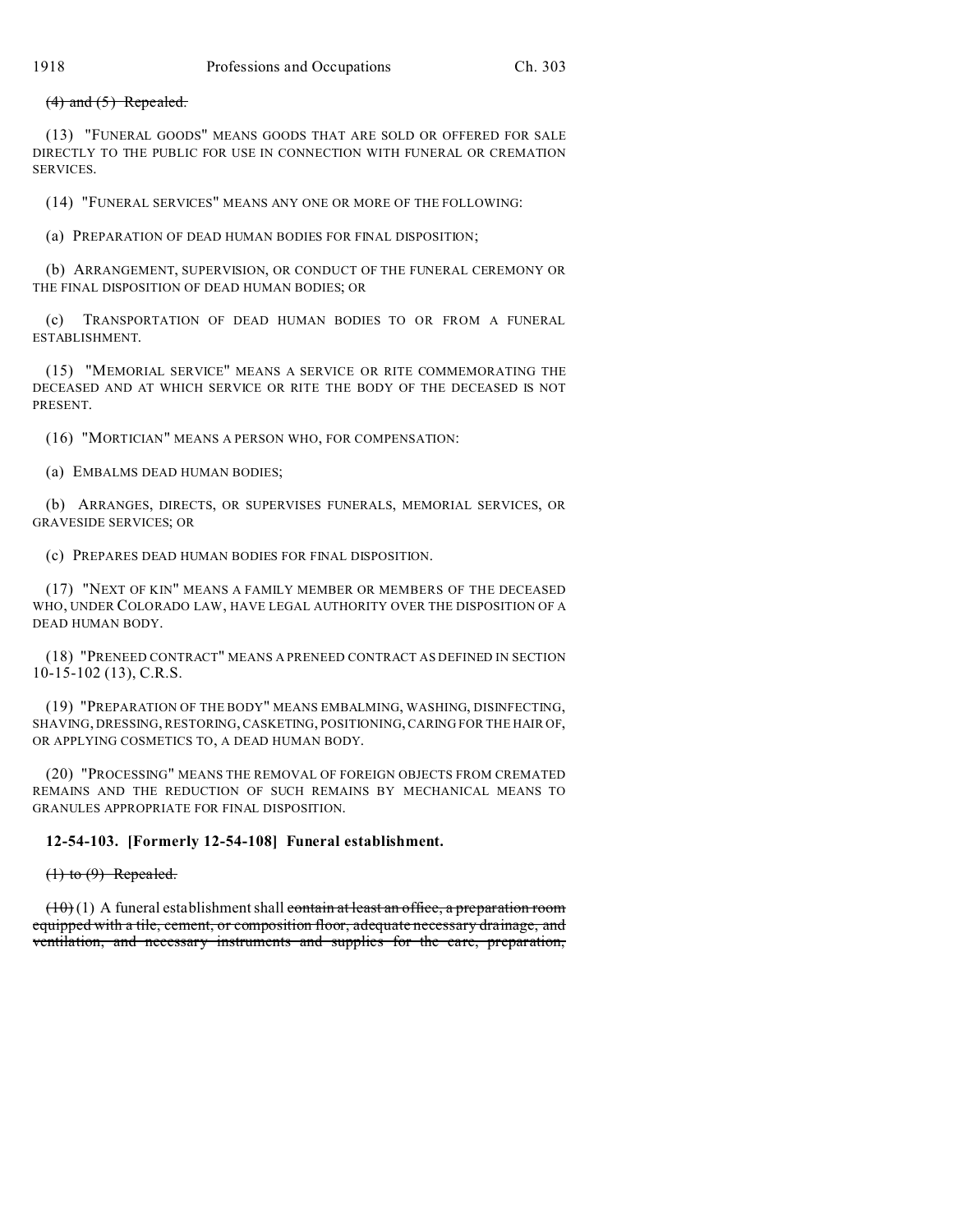~~(4) and (5) Repealed.~~

(13) "FUNERAL GOODS" MEANS GOODS THAT ARE SOLD OR OFFERED FOR SALE DIRECTLY TO THE PUBLIC FOR USE IN CONNECTION WITH FUNERAL OR CREMATION SERVICES.

(14) "FUNERAL SERVICES" MEANS ANY ONE OR MORE OF THE FOLLOWING:

(a) PREPARATION OF DEAD HUMAN BODIES FOR FINAL DISPOSITION;

(b) ARRANGEMENT, SUPERVISION, OR CONDUCT OF THE FUNERAL CEREMONY OR THE FINAL DISPOSITION OF DEAD HUMAN BODIES; OR

(c) TRANSPORTATION OF DEAD HUMAN BODIES TO OR FROM A FUNERAL ESTABLISHMENT.

(15) "MEMORIAL SERVICE" MEANS A SERVICE OR RITE COMMEMORATING THE DECEASED AND AT WHICH SERVICE OR RITE THE BODY OF THE DECEASED IS NOT PRESENT.

(16) "MORTICIAN" MEANS A PERSON WHO, FOR COMPENSATION:

(a) EMBALMS DEAD HUMAN BODIES;

(b) ARRANGES, DIRECTS, OR SUPERVISES FUNERALS, MEMORIAL SERVICES, OR GRAVESIDE SERVICES; OR

(c) PREPARES DEAD HUMAN BODIES FOR FINAL DISPOSITION.

(17) "NEXT OF KIN" MEANS A FAMILY MEMBER OR MEMBERS OF THE DECEASED WHO, UNDER COLORADO LAW, HAVE LEGAL AUTHORITY OVER THE DISPOSITION OF A DEAD HUMAN BODY.

(18) "PRENEED CONTRACT" MEANS A PRENEED CONTRACT AS DEFINED IN SECTION 10-15-102 (13), C.R.S.

(19) "PREPARATION OF THE BODY" MEANS EMBALMING, WASHING, DISINFECTING, SHAVING, DRESSING, RESTORING, CASKETING, POSITIONING, CARING FOR THE HAIR OF, OR APPLYING COSMETICS TO, A DEAD HUMAN BODY.

(20) "PROCESSING" MEANS THE REMOVAL OF FOREIGN OBJECTS FROM CREMATED REMAINS AND THE REDUCTION OF SUCH REMAINS BY MECHANICAL MEANS TO GRANULES APPROPRIATE FOR FINAL DISPOSITION.

**12-54-103. [Formerly 12-54-108] Funeral establishment.**

~~(1) to (9) Repealed.~~

~~(10)~~ (1) A funeral establishment shall ~~contain at least an office, a preparation room equipped with a tile, cement, or composition floor, adequate necessary drainage, and ventilation, and necessary instruments and supplies for the care, preparation,~~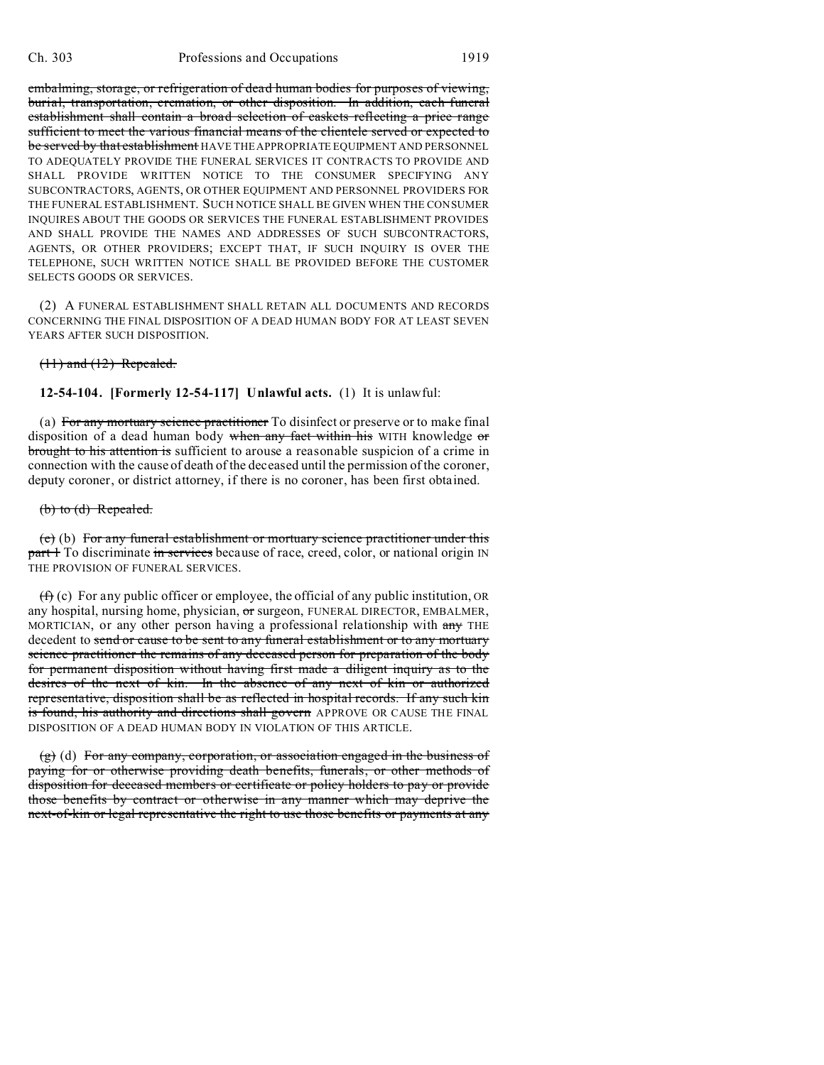embalming, storage, or refrigeration of dead human bodies for purposes of viewing, burial, transportation, cremation, or other disposition. In addition, each funeral establishment shall contain a broad selection of caskets reflecting a price range sufficient to meet the various financial means of the clientele served or expected to be served by that establishment HAVE THE APPROPRIATE EQUIPMENT AND PERSONNEL TO ADEQUATELY PROVIDE THE FUNERAL SERVICES IT CONTRACTS TO PROVIDE AND SHALL PROVIDE WRITTEN NOTICE TO THE CONSUMER SPECIFYING ANY SUBCONTRACTORS, AGENTS, OR OTHER EQUIPMENT AND PERSONNEL PROVIDERS FOR THE FUNERAL ESTABLISHMENT. SUCH NOTICE SHALL BE GIVEN WHEN THE CONSUMER INQUIRES ABOUT THE GOODS OR SERVICES THE FUNERAL ESTABLISHMENT PROVIDES AND SHALL PROVIDE THE NAMES AND ADDRESSES OF SUCH SUBCONTRACTORS, AGENTS, OR OTHER PROVIDERS; EXCEPT THAT, IF SUCH INQUIRY IS OVER THE TELEPHONE, SUCH WRITTEN NOTICE SHALL BE PROVIDED BEFORE THE CUSTOMER SELECTS GOODS OR SERVICES.

(2) A FUNERAL ESTABLISHMENT SHALL RETAIN ALL DOCUMENTS AND RECORDS CONCERNING THE FINAL DISPOSITION OF A DEAD HUMAN BODY FOR AT LEAST SEVEN YEARS AFTER SUCH DISPOSITION.

(11) and (12) Repealed.

**12-54-104. [Formerly 12-54-117] Unlawful acts.** (1) It is unlawful:

(a) For any mortuary science practitioner To disinfect or preserve or to make final disposition of a dead human body when any fact within his WITH knowledge or brought to his attention is sufficient to arouse a reasonable suspicion of a crime in connection with the cause of death of the deceased until the permission of the coroner, deputy coroner, or district attorney, if there is no coroner, has been first obtained.

(b) to (d) Repealed.

(e) (b) For any funeral establishment or mortuary science practitioner under this part 1 To discriminate in services because of race, creed, color, or national origin IN THE PROVISION OF FUNERAL SERVICES.

(f) (c) For any public officer or employee, the official of any public institution, OR any hospital, nursing home, physician, or surgeon, FUNERAL DIRECTOR, EMBALMER, MORTICIAN, or any other person having a professional relationship with any THE decedent to send or cause to be sent to any funeral establishment or to any mortuary science practitioner the remains of any deceased person for preparation of the body for permanent disposition without having first made a diligent inquiry as to the desires of the next of kin. In the absence of any next of kin or authorized representative, disposition shall be as reflected in hospital records. If any such kin is found, his authority and directions shall govern APPROVE OR CAUSE THE FINAL DISPOSITION OF A DEAD HUMAN BODY IN VIOLATION OF THIS ARTICLE.

(g) (d) For any company, corporation, or association engaged in the business of paying for or otherwise providing death benefits, funerals, or other methods of disposition for deceased members or certificate or policy holders to pay or provide those benefits by contract or otherwise in any manner which may deprive the next-of-kin or legal representative the right to use those benefits or payments at any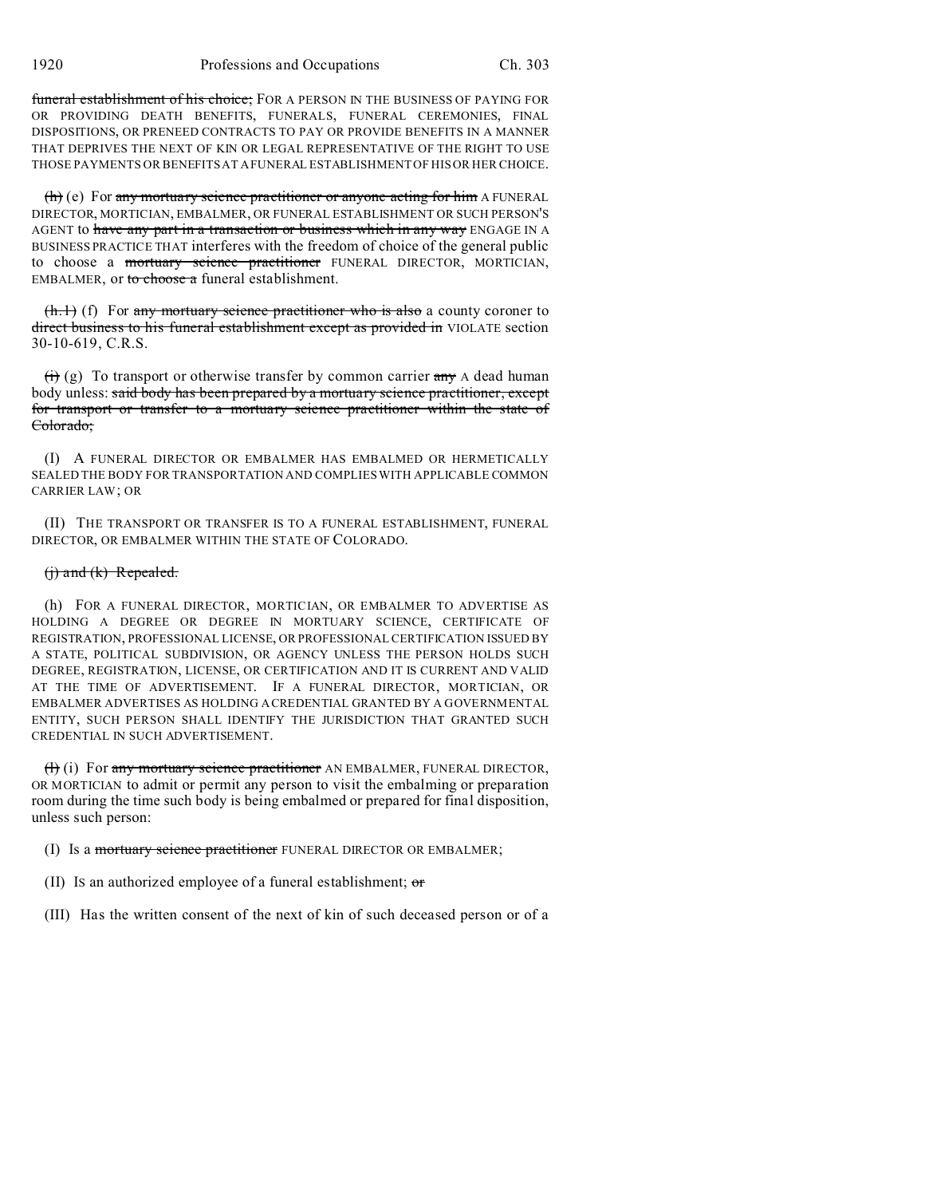~~funeral establishment of his choice;~~ FOR A PERSON IN THE BUSINESS OF PAYING FOR OR PROVIDING DEATH BENEFITS, FUNERALS, FUNERAL CEREMONIES, FINAL DISPOSITIONS, OR PRENEED CONTRACTS TO PAY OR PROVIDE BENEFITS IN A MANNER THAT DEPRIVES THE NEXT OF KIN OR LEGAL REPRESENTATIVE OF THE RIGHT TO USE THOSE PAYMENTS OR BENEFITS AT A FUNERAL ESTABLISHMENT OF HIS OR HER CHOICE.

~~(h)~~ (e) For ~~any mortuary science practitioner or anyone acting for him~~ A FUNERAL DIRECTOR, MORTICIAN, EMBALMER, OR FUNERAL ESTABLISHMENT OR SUCH PERSON'S AGENT to ~~have any part in a transaction or business which in any way~~ ENGAGE IN A BUSINESS PRACTICE THAT interferes with the freedom of choice of the general public to choose a ~~mortuary science practitioner~~ FUNERAL DIRECTOR, MORTICIAN, EMBALMER, or ~~to choose a~~ funeral establishment.

~~(h.1)~~ (f) For ~~any mortuary science practitioner who is also~~ a county coroner to ~~direct business to his funeral establishment except as provided in~~ VIOLATE section 30-10-619, C.R.S.

~~(i)~~ (g) To transport or otherwise transfer by common carrier ~~any~~ A dead human body unless: ~~said body has been prepared by a mortuary science practitioner, except for transport or transfer to a mortuary science practitioner within the state of Colorado;~~

(I) A FUNERAL DIRECTOR OR EMBALMER HAS EMBALMED OR HERMETICALLY SEALED THE BODY FOR TRANSPORTATION AND COMPLIES WITH APPLICABLE COMMON CARRIER LAW; OR

(II) THE TRANSPORT OR TRANSFER IS TO A FUNERAL ESTABLISHMENT, FUNERAL DIRECTOR, OR EMBALMER WITHIN THE STATE OF COLORADO.

~~(j) and (k) Repealed.~~

(h) FOR A FUNERAL DIRECTOR, MORTICIAN, OR EMBALMER TO ADVERTISE AS HOLDING A DEGREE OR DEGREE IN MORTUARY SCIENCE, CERTIFICATE OF REGISTRATION, PROFESSIONAL LICENSE, OR PROFESSIONAL CERTIFICATION ISSUED BY A STATE, POLITICAL SUBDIVISION, OR AGENCY UNLESS THE PERSON HOLDS SUCH DEGREE, REGISTRATION, LICENSE, OR CERTIFICATION AND IT IS CURRENT AND VALID AT THE TIME OF ADVERTISEMENT. IF A FUNERAL DIRECTOR, MORTICIAN, OR EMBALMER ADVERTISES AS HOLDING A CREDENTIAL GRANTED BY A GOVERNMENTAL ENTITY, SUCH PERSON SHALL IDENTIFY THE JURISDICTION THAT GRANTED SUCH CREDENTIAL IN SUCH ADVERTISEMENT.

~~(l)~~ (i) For ~~any mortuary science practitioner~~ AN EMBALMER, FUNERAL DIRECTOR, OR MORTICIAN to admit or permit any person to visit the embalming or preparation room during the time such body is being embalmed or prepared for final disposition, unless such person:

(I) Is a ~~mortuary science practitioner~~ FUNERAL DIRECTOR OR EMBALMER;

(II) Is an authorized employee of a funeral establishment; ~~or~~

(III) Has the written consent of the next of kin of such deceased person or of a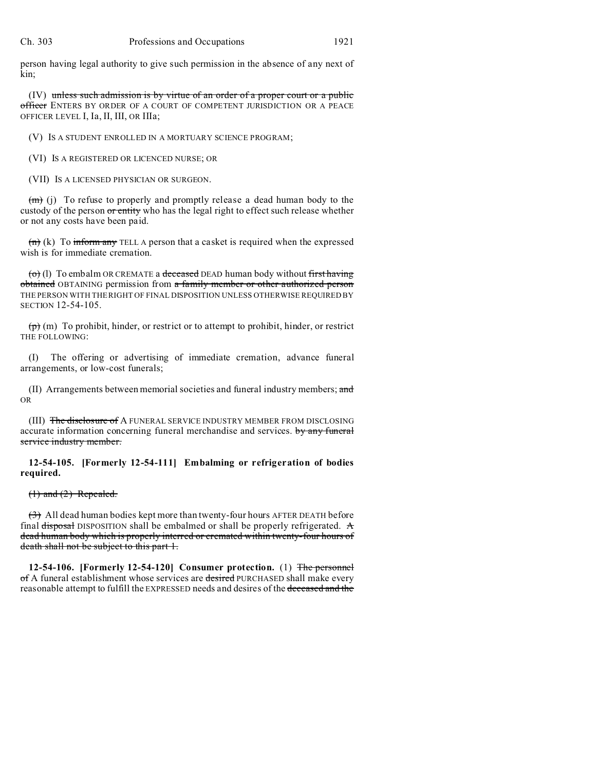person having legal authority to give such permission in the absence of any next of kin;

(IV) ~~unless such admission is by virtue of an order of a proper court or a public officer~~ ENTERS BY ORDER OF A COURT OF COMPETENT JURISDICTION OR A PEACE OFFICER LEVEL I, Ia, II, III, OR IIIa;

(V) IS A STUDENT ENROLLED IN A MORTUARY SCIENCE PROGRAM;

(VI) IS A REGISTERED OR LICENCED NURSE; OR

(VII) IS A LICENSED PHYSICIAN OR SURGEON.

~~(m)~~ (j) To refuse to properly and promptly release a dead human body to the custody of the person ~~or entity~~ who has the legal right to effect such release whether or not any costs have been paid.

~~(n)~~ (k) To ~~inform any~~ TELL A person that a casket is required when the expressed wish is for immediate cremation.

~~(o)~~ (l) To embalm OR CREMATE a ~~deceased~~ DEAD human body without ~~first having obtained~~ OBTAINING permission from ~~a family member or other authorized person~~ THE PERSON WITH THE RIGHT OF FINAL DISPOSITION UNLESS OTHERWISE REQUIRED BY SECTION 12-54-105.

~~(p)~~ (m) To prohibit, hinder, or restrict or to attempt to prohibit, hinder, or restrict THE FOLLOWING:

(I) The offering or advertising of immediate cremation, advance funeral arrangements, or low-cost funerals;

(II) Arrangements between memorial societies and funeral industry members; ~~and~~ OR

(III) ~~The disclosure of~~ A FUNERAL SERVICE INDUSTRY MEMBER FROM DISCLOSING accurate information concerning funeral merchandise and services. ~~by any funeral service industry member.~~

**12-54-105. [Formerly 12-54-111] Embalming or refrigeration of bodies required.**

~~(1) and (2) Repealed.~~

~~(3)~~ All dead human bodies kept more than twenty-four hours AFTER DEATH before final ~~disposal~~ DISPOSITION shall be embalmed or shall be properly refrigerated. ~~A dead human body which is properly interred or cremated within twenty-four hours of death shall not be subject to this part 1.~~

**12-54-106. [Formerly 12-54-120] Consumer protection.** (1) ~~The personnel of~~ A funeral establishment whose services are ~~desired~~ PURCHASED shall make every reasonable attempt to fulfill the EXPRESSED needs and desires of the ~~deceased and the~~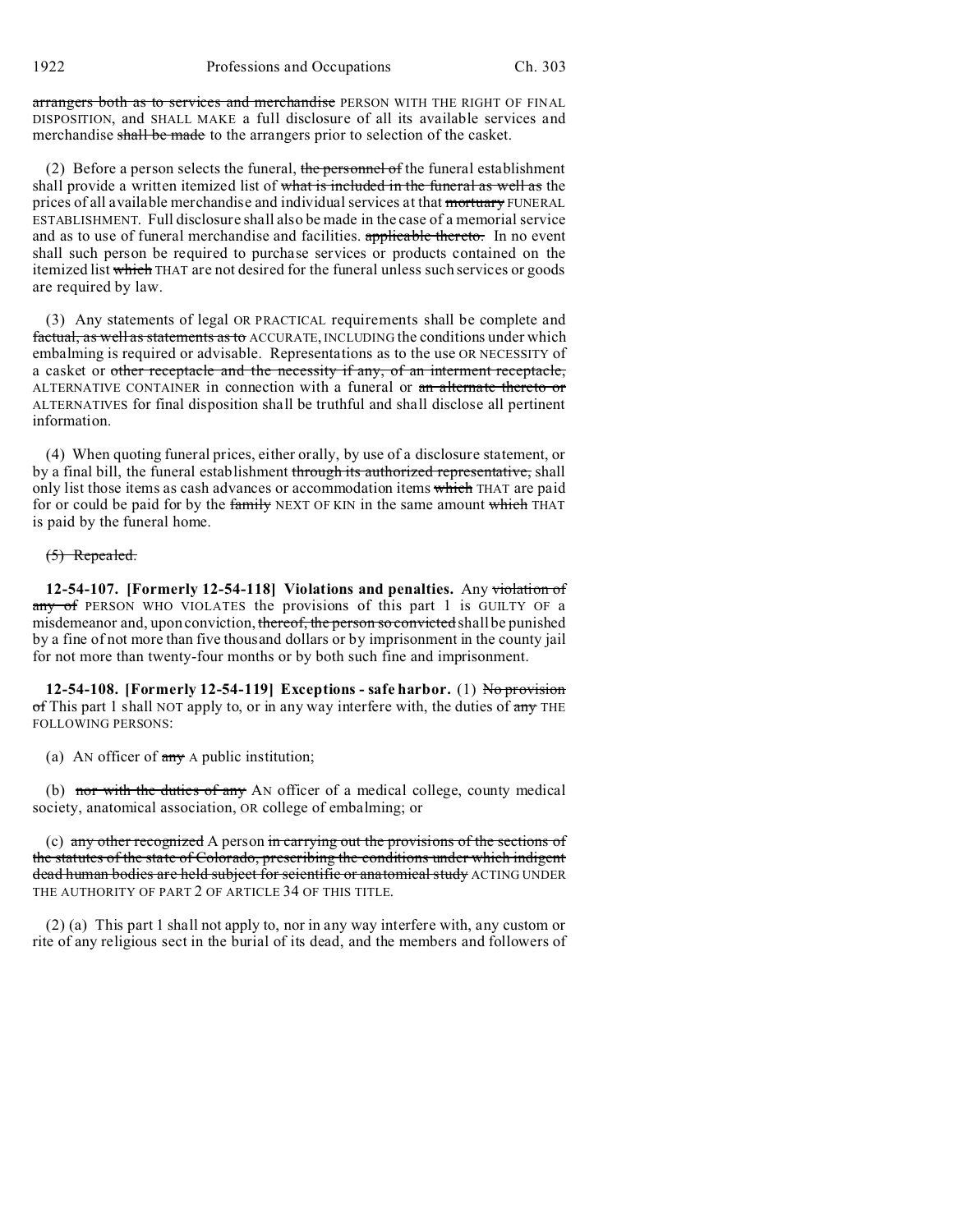~~arrangers both as to services and merchandise~~ PERSON WITH THE RIGHT OF FINAL DISPOSITION, and SHALL MAKE a full disclosure of all its available services and merchandise ~~shall be made~~ to the arrangers prior to selection of the casket.

(2) Before a person selects the funeral, ~~the personnel of~~ the funeral establishment shall provide a written itemized list of ~~what is included in the funeral as well as~~ the prices of all available merchandise and individual services at that ~~mortuary~~ FUNERAL ESTABLISHMENT. Full disclosure shall also be made in the case of a memorial service and as to use of funeral merchandise and facilities. ~~applicable thereto.~~ In no event shall such person be required to purchase services or products contained on the itemized list ~~which~~ THAT are not desired for the funeral unless such services or goods are required by law.

(3) Any statements of legal OR PRACTICAL requirements shall be complete and ~~factual, as well as statements as to~~ ACCURATE, INCLUDING the conditions under which embalming is required or advisable. Representations as to the use OR NECESSITY of a casket or ~~other receptacle and the necessity if any, of an interment receptacle,~~ ALTERNATIVE CONTAINER in connection with a funeral or ~~an alternate thereto or~~ ALTERNATIVES for final disposition shall be truthful and shall disclose all pertinent information.

(4) When quoting funeral prices, either orally, by use of a disclosure statement, or by a final bill, the funeral establishment ~~through its authorized representative,~~ shall only list those items as cash advances or accommodation items ~~which~~ THAT are paid for or could be paid for by the ~~family~~ NEXT OF KIN in the same amount ~~which~~ THAT is paid by the funeral home.

~~(5) Repealed.~~

**12-54-107. [Formerly 12-54-118] Violations and penalties.** Any ~~violation of any of~~ PERSON WHO VIOLATES the provisions of this part 1 is GUILTY OF a misdemeanor and, upon conviction, ~~thereof, the person so convicted~~ shall be punished by a fine of not more than five thousand dollars or by imprisonment in the county jail for not more than twenty-four months or by both such fine and imprisonment.

**12-54-108. [Formerly 12-54-119] Exceptions - safe harbor.** (1) ~~No provision of~~ This part 1 shall NOT apply to, or in any way interfere with, the duties of ~~any~~ THE FOLLOWING PERSONS:

(a) AN officer of ~~any~~ A public institution;

(b) ~~nor with the duties of any~~ AN officer of a medical college, county medical society, anatomical association, OR college of embalming; or

(c) ~~any other recognized~~ A person ~~in carrying out the provisions of the sections of the statutes of the state of Colorado, prescribing the conditions under which indigent dead human bodies are held subject for scientific or anatomical study~~ ACTING UNDER THE AUTHORITY OF PART 2 OF ARTICLE 34 OF THIS TITLE.

(2) (a) This part 1 shall not apply to, nor in any way interfere with, any custom or rite of any religious sect in the burial of its dead, and the members and followers of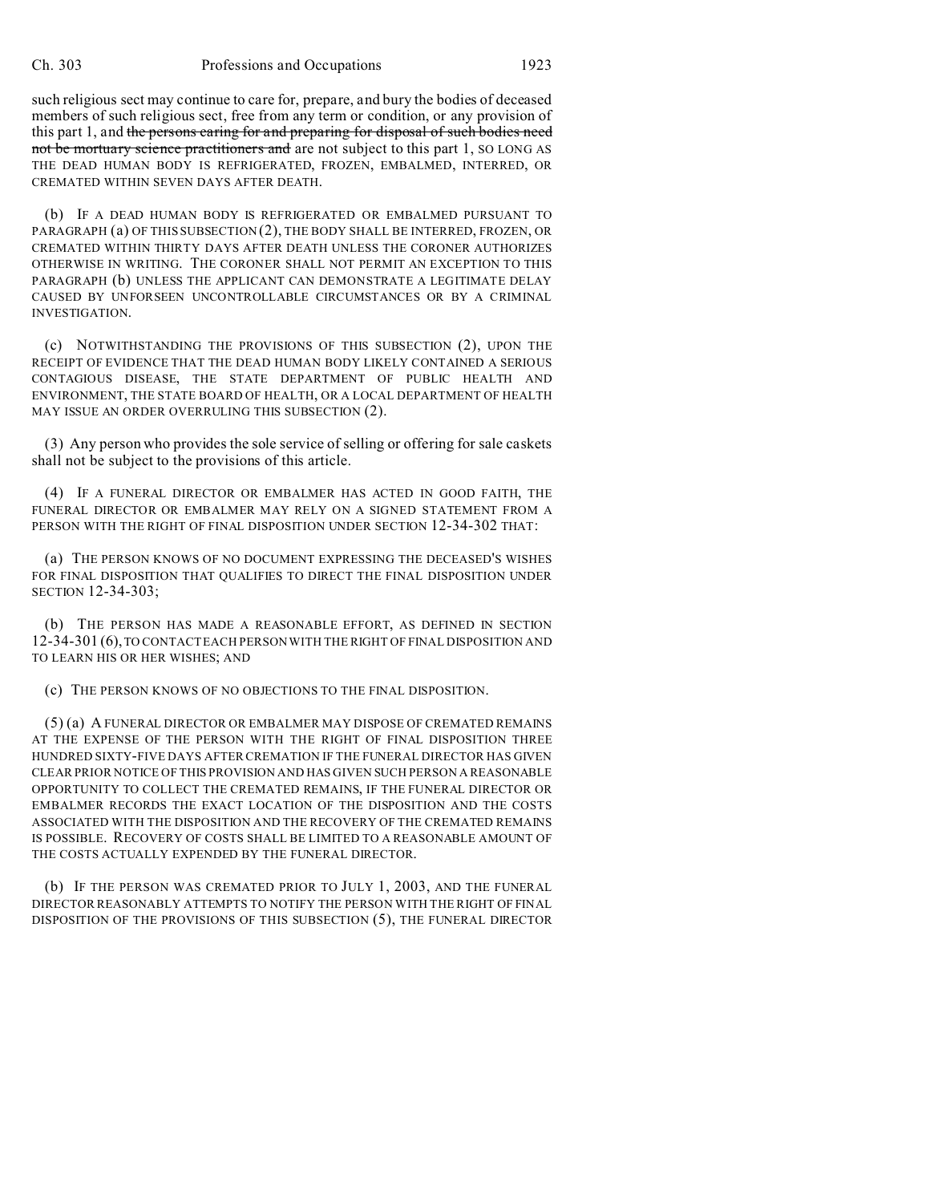such religious sect may continue to care for, prepare, and bury the bodies of deceased members of such religious sect, free from any term or condition, or any provision of this part 1, and ~~the persons caring for and preparing for disposal of such bodies need not be mortuary science practitioners and~~ are not subject to this part 1, SO LONG AS THE DEAD HUMAN BODY IS REFRIGERATED, FROZEN, EMBALMED, INTERRED, OR CREMATED WITHIN SEVEN DAYS AFTER DEATH.

(b) IF A DEAD HUMAN BODY IS REFRIGERATED OR EMBALMED PURSUANT TO PARAGRAPH (a) OF THIS SUBSECTION (2), THE BODY SHALL BE INTERRED, FROZEN, OR CREMATED WITHIN THIRTY DAYS AFTER DEATH UNLESS THE CORONER AUTHORIZES OTHERWISE IN WRITING. THE CORONER SHALL NOT PERMIT AN EXCEPTION TO THIS PARAGRAPH (b) UNLESS THE APPLICANT CAN DEMONSTRATE A LEGITIMATE DELAY CAUSED BY UNFORSEEN UNCONTROLLABLE CIRCUMSTANCES OR BY A CRIMINAL INVESTIGATION.

(c) NOTWITHSTANDING THE PROVISIONS OF THIS SUBSECTION (2), UPON THE RECEIPT OF EVIDENCE THAT THE DEAD HUMAN BODY LIKELY CONTAINED A SERIOUS CONTAGIOUS DISEASE, THE STATE DEPARTMENT OF PUBLIC HEALTH AND ENVIRONMENT, THE STATE BOARD OF HEALTH, OR A LOCAL DEPARTMENT OF HEALTH MAY ISSUE AN ORDER OVERRULING THIS SUBSECTION (2).

(3) Any person who provides the sole service of selling or offering for sale caskets shall not be subject to the provisions of this article.

(4) IF A FUNERAL DIRECTOR OR EMBALMER HAS ACTED IN GOOD FAITH, THE FUNERAL DIRECTOR OR EMBALMER MAY RELY ON A SIGNED STATEMENT FROM A PERSON WITH THE RIGHT OF FINAL DISPOSITION UNDER SECTION 12-34-302 THAT:

(a) THE PERSON KNOWS OF NO DOCUMENT EXPRESSING THE DECEASED'S WISHES FOR FINAL DISPOSITION THAT QUALIFIES TO DIRECT THE FINAL DISPOSITION UNDER SECTION 12-34-303;

(b) THE PERSON HAS MADE A REASONABLE EFFORT, AS DEFINED IN SECTION 12-34-301 (6), TO CONTACT EACH PERSON WITH THE RIGHT OF FINAL DISPOSITION AND TO LEARN HIS OR HER WISHES; AND

(c) THE PERSON KNOWS OF NO OBJECTIONS TO THE FINAL DISPOSITION.

(5) (a) A FUNERAL DIRECTOR OR EMBALMER MAY DISPOSE OF CREMATED REMAINS AT THE EXPENSE OF THE PERSON WITH THE RIGHT OF FINAL DISPOSITION THREE HUNDRED SIXTY-FIVE DAYS AFTER CREMATION IF THE FUNERAL DIRECTOR HAS GIVEN CLEAR PRIOR NOTICE OF THIS PROVISION AND HAS GIVEN SUCH PERSON A REASONABLE OPPORTUNITY TO COLLECT THE CREMATED REMAINS, IF THE FUNERAL DIRECTOR OR EMBALMER RECORDS THE EXACT LOCATION OF THE DISPOSITION AND THE COSTS ASSOCIATED WITH THE DISPOSITION AND THE RECOVERY OF THE CREMATED REMAINS IS POSSIBLE. RECOVERY OF COSTS SHALL BE LIMITED TO A REASONABLE AMOUNT OF THE COSTS ACTUALLY EXPENDED BY THE FUNERAL DIRECTOR.

(b) IF THE PERSON WAS CREMATED PRIOR TO JULY 1, 2003, AND THE FUNERAL DIRECTOR REASONABLY ATTEMPTS TO NOTIFY THE PERSON WITH THE RIGHT OF FINAL DISPOSITION OF THE PROVISIONS OF THIS SUBSECTION (5), THE FUNERAL DIRECTOR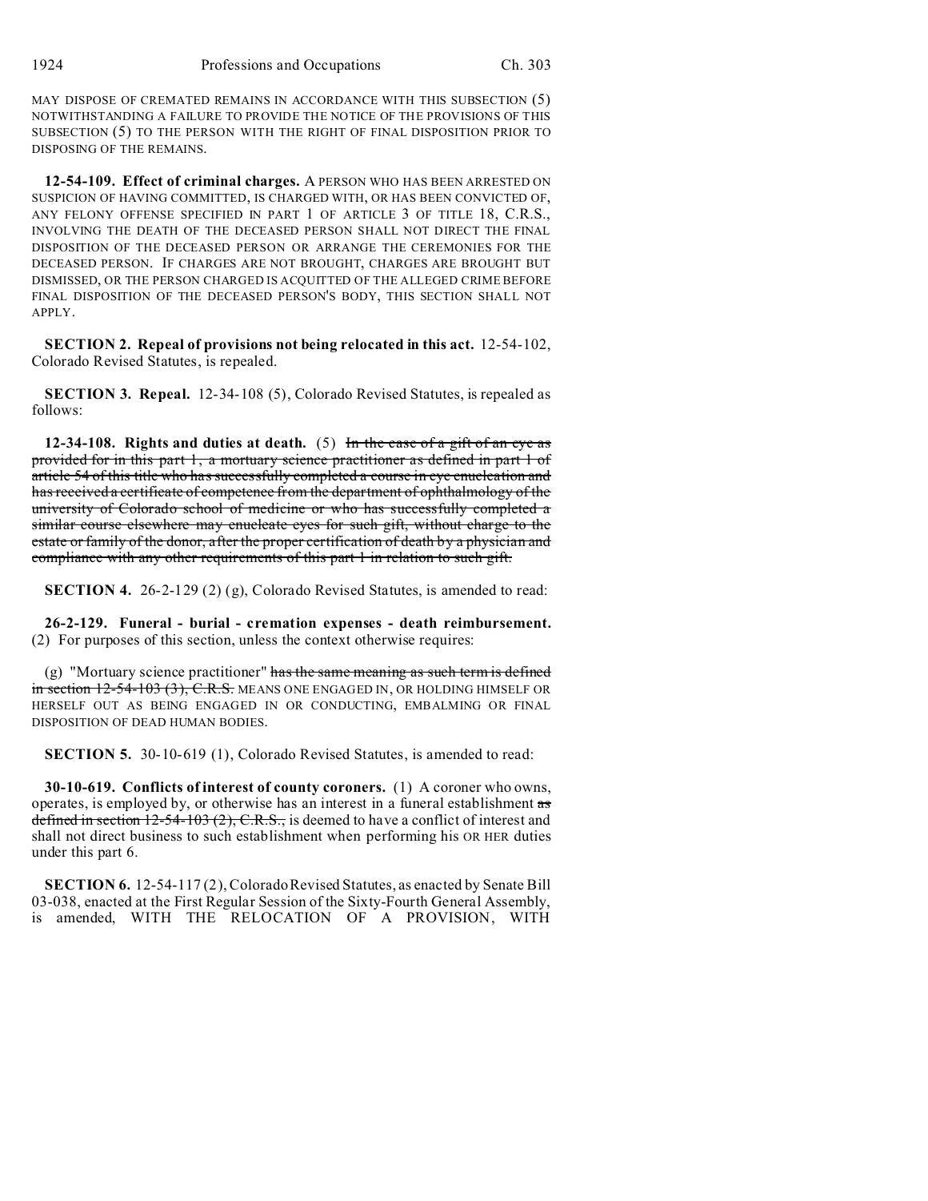MAY DISPOSE OF CREMATED REMAINS IN ACCORDANCE WITH THIS SUBSECTION (5) NOTWITHSTANDING A FAILURE TO PROVIDE THE NOTICE OF THE PROVISIONS OF THIS SUBSECTION (5) TO THE PERSON WITH THE RIGHT OF FINAL DISPOSITION PRIOR TO DISPOSING OF THE REMAINS.

**12-54-109. Effect of criminal charges.** A PERSON WHO HAS BEEN ARRESTED ON SUSPICION OF HAVING COMMITTED, IS CHARGED WITH, OR HAS BEEN CONVICTED OF, ANY FELONY OFFENSE SPECIFIED IN PART 1 OF ARTICLE 3 OF TITLE 18, C.R.S., INVOLVING THE DEATH OF THE DECEASED PERSON SHALL NOT DIRECT THE FINAL DISPOSITION OF THE DECEASED PERSON OR ARRANGE THE CEREMONIES FOR THE DECEASED PERSON. IF CHARGES ARE NOT BROUGHT, CHARGES ARE BROUGHT BUT DISMISSED, OR THE PERSON CHARGED IS ACQUITTED OF THE ALLEGED CRIME BEFORE FINAL DISPOSITION OF THE DECEASED PERSON'S BODY, THIS SECTION SHALL NOT APPLY.

**SECTION 2. Repeal of provisions not being relocated in this act.** 12-54-102, Colorado Revised Statutes, is repealed.

**SECTION 3. Repeal.** 12-34-108 (5), Colorado Revised Statutes, is repealed as follows:

**12-34-108. Rights and duties at death.** (5) ~~In the case of a gift of an eye as provided for in this part 1, a mortuary science practitioner as defined in part 1 of article 54 of this title who has successfully completed a course in eye enucleation and has received a certificate of competence from the department of ophthalmology of the university of Colorado school of medicine or who has successfully completed a similar course elsewhere may enucleate eyes for such gift, without charge to the estate or family of the donor, after the proper certification of death by a physician and compliance with any other requirements of this part 1 in relation to such gift.~~

**SECTION 4.** 26-2-129 (2) (g), Colorado Revised Statutes, is amended to read:

**26-2-129. Funeral - burial - cremation expenses - death reimbursement.** (2) For purposes of this section, unless the context otherwise requires:

(g) "Mortuary science practitioner" ~~has the same meaning as such term is defined in section 12-54-103 (3), C.R.S.~~ MEANS ONE ENGAGED IN, OR HOLDING HIMSELF OR HERSELF OUT AS BEING ENGAGED IN OR CONDUCTING, EMBALMING OR FINAL DISPOSITION OF DEAD HUMAN BODIES.

**SECTION 5.** 30-10-619 (1), Colorado Revised Statutes, is amended to read:

**30-10-619. Conflicts of interest of county coroners.** (1) A coroner who owns, operates, is employed by, or otherwise has an interest in a funeral establishment ~~as defined in section 12-54-103 (2), C.R.S.,~~ is deemed to have a conflict of interest and shall not direct business to such establishment when performing his OR HER duties under this part 6.

**SECTION 6.** 12-54-117 (2), Colorado Revised Statutes, as enacted by Senate Bill 03-038, enacted at the First Regular Session of the Sixty-Fourth General Assembly, is amended, WITH THE RELOCATION OF A PROVISION, WITH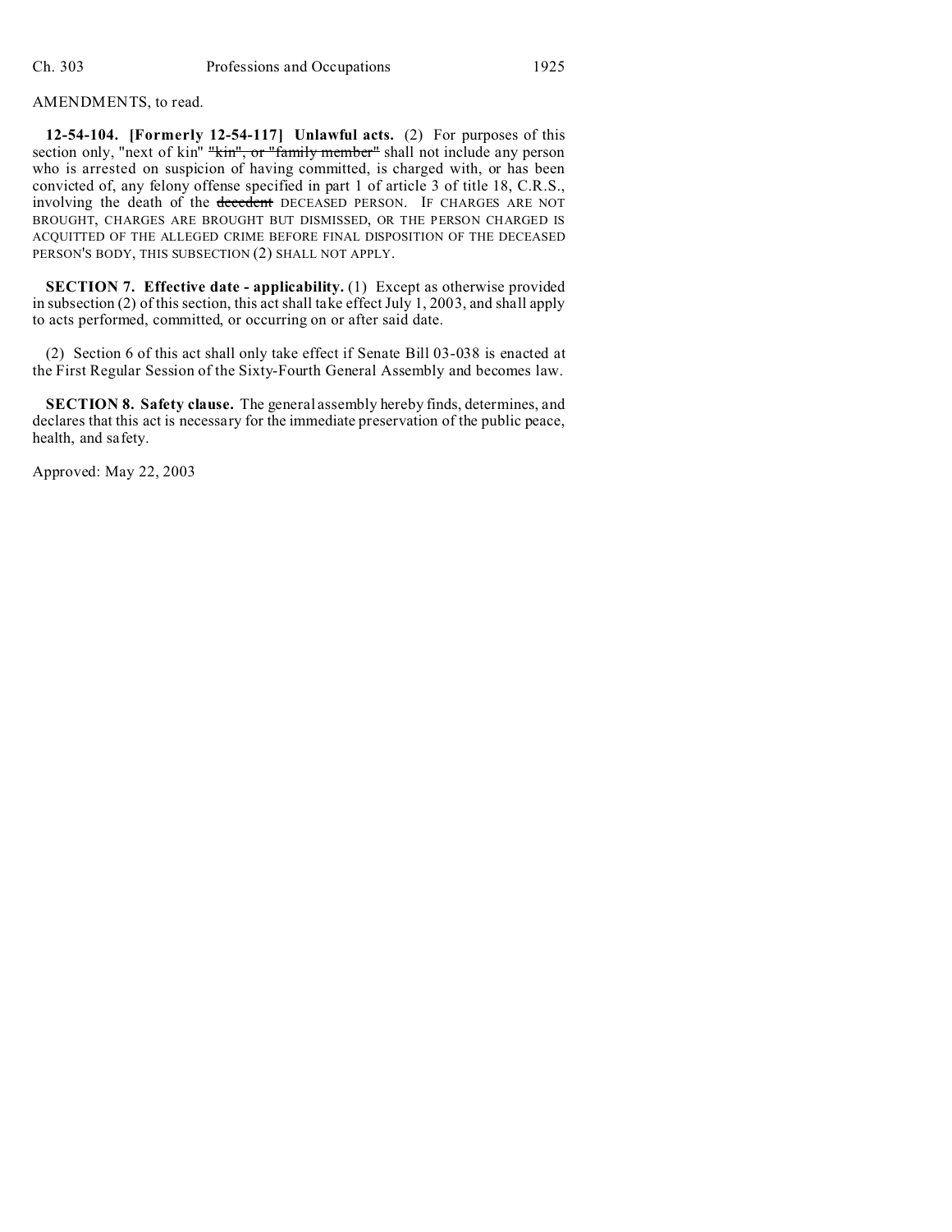AMENDMENTS, to read.

**12-54-104. [Formerly 12-54-117] Unlawful acts.** (2) For purposes of this section only, "next of kin" ~~"kin", or "family member"~~ shall not include any person who is arrested on suspicion of having committed, is charged with, or has been convicted of, any felony offense specified in part 1 of article 3 of title 18, C.R.S., involving the death of the ~~decedent~~ DECEASED PERSON. IF CHARGES ARE NOT BROUGHT, CHARGES ARE BROUGHT BUT DISMISSED, OR THE PERSON CHARGED IS ACQUITTED OF THE ALLEGED CRIME BEFORE FINAL DISPOSITION OF THE DECEASED PERSON'S BODY, THIS SUBSECTION (2) SHALL NOT APPLY.

**SECTION 7. Effective date - applicability.** (1) Except as otherwise provided in subsection (2) of this section, this act shall take effect July 1, 2003, and shall apply to acts performed, committed, or occurring on or after said date.

(2) Section 6 of this act shall only take effect if Senate Bill 03-038 is enacted at the First Regular Session of the Sixty-Fourth General Assembly and becomes law.

**SECTION 8. Safety clause.** The general assembly hereby finds, determines, and declares that this act is necessary for the immediate preservation of the public peace, health, and safety.

Approved: May 22, 2003